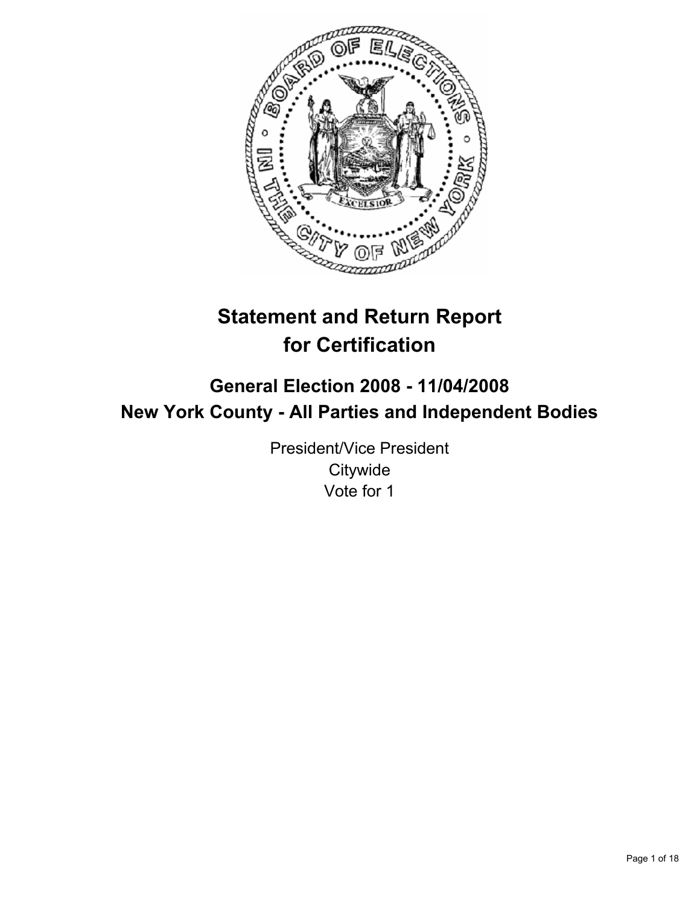# Statement and Return Report for Certification

## General Election 2008 - 11/04/2008

## New York County - All Parties and Independent Bodies

President/Vice President
Citywide
Vote for 1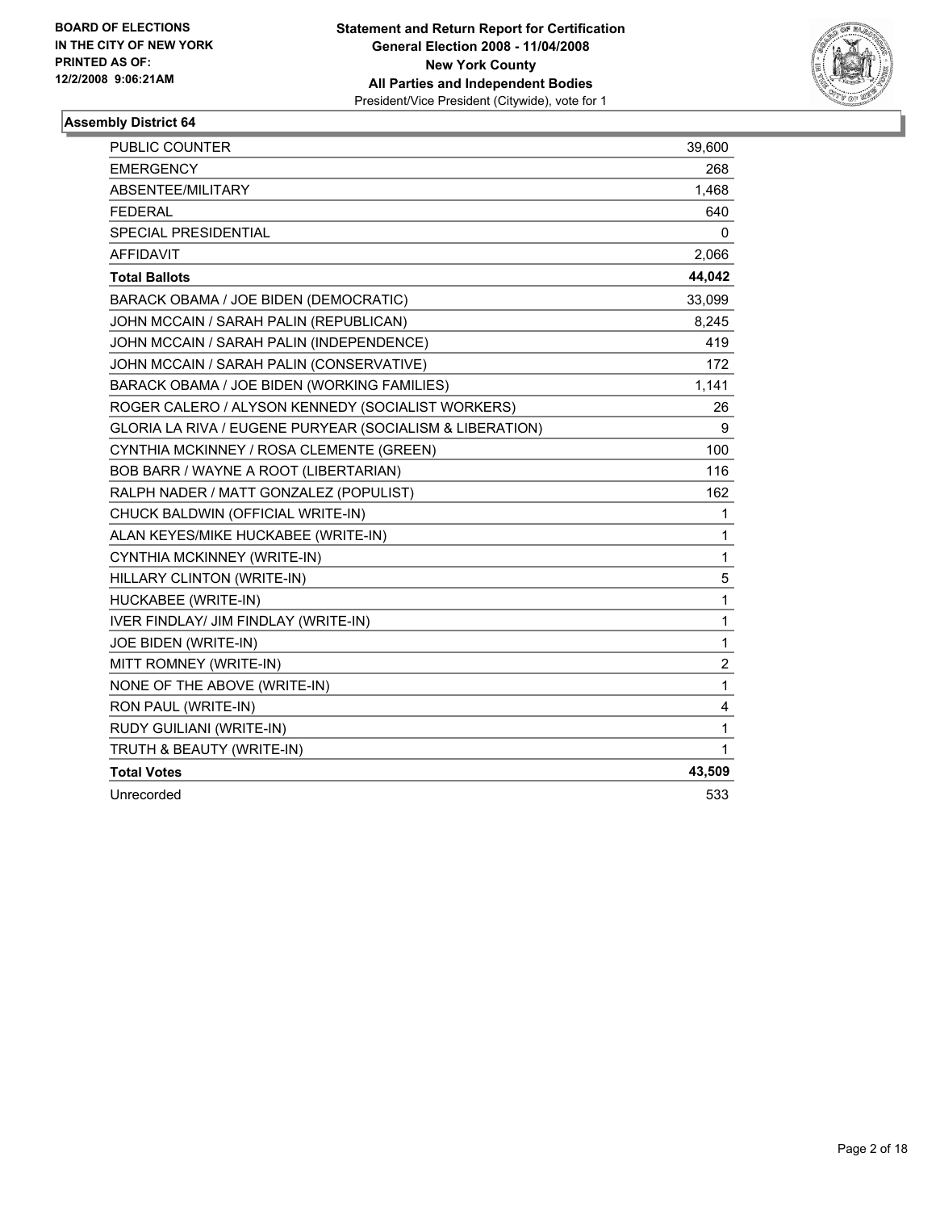**BOARD OF ELECTIONS IN THE CITY OF NEW YORK PRINTED AS OF: 12/2/2008 9:06:21AM**

**Statement and Return Report for Certification General Election 2008 - 11/04/2008 New York County All Parties and Independent Bodies**
President/Vice President (Citywide), vote for 1

## Assembly District 64

| | |
|---|---|
| PUBLIC COUNTER | 39,600 |
| EMERGENCY | 268 |
| ABSENTEE/MILITARY | 1,468 |
| FEDERAL | 640 |
| SPECIAL PRESIDENTIAL | 0 |
| AFFIDAVIT | 2,066 |
| **Total Ballots** | **44,042** |
| BARACK OBAMA / JOE BIDEN (DEMOCRATIC) | 33,099 |
| JOHN MCCAIN / SARAH PALIN (REPUBLICAN) | 8,245 |
| JOHN MCCAIN / SARAH PALIN (INDEPENDENCE) | 419 |
| JOHN MCCAIN / SARAH PALIN (CONSERVATIVE) | 172 |
| BARACK OBAMA / JOE BIDEN (WORKING FAMILIES) | 1,141 |
| ROGER CALERO / ALYSON KENNEDY (SOCIALIST WORKERS) | 26 |
| GLORIA LA RIVA / EUGENE PURYEAR (SOCIALISM & LIBERATION) | 9 |
| CYNTHIA MCKINNEY / ROSA CLEMENTE (GREEN) | 100 |
| BOB BARR / WAYNE A ROOT (LIBERTARIAN) | 116 |
| RALPH NADER / MATT GONZALEZ (POPULIST) | 162 |
| CHUCK BALDWIN (OFFICIAL WRITE-IN) | 1 |
| ALAN KEYES/MIKE HUCKABEE (WRITE-IN) | 1 |
| CYNTHIA MCKINNEY (WRITE-IN) | 1 |
| HILLARY CLINTON (WRITE-IN) | 5 |
| HUCKABEE (WRITE-IN) | 1 |
| IVER FINDLAY/ JIM FINDLAY (WRITE-IN) | 1 |
| JOE BIDEN (WRITE-IN) | 1 |
| MITT ROMNEY (WRITE-IN) | 2 |
| NONE OF THE ABOVE (WRITE-IN) | 1 |
| RON PAUL (WRITE-IN) | 4 |
| RUDY GUILIANI (WRITE-IN) | 1 |
| TRUTH & BEAUTY (WRITE-IN) | 1 |
| **Total Votes** | **43,509** |
| Unrecorded | 533 |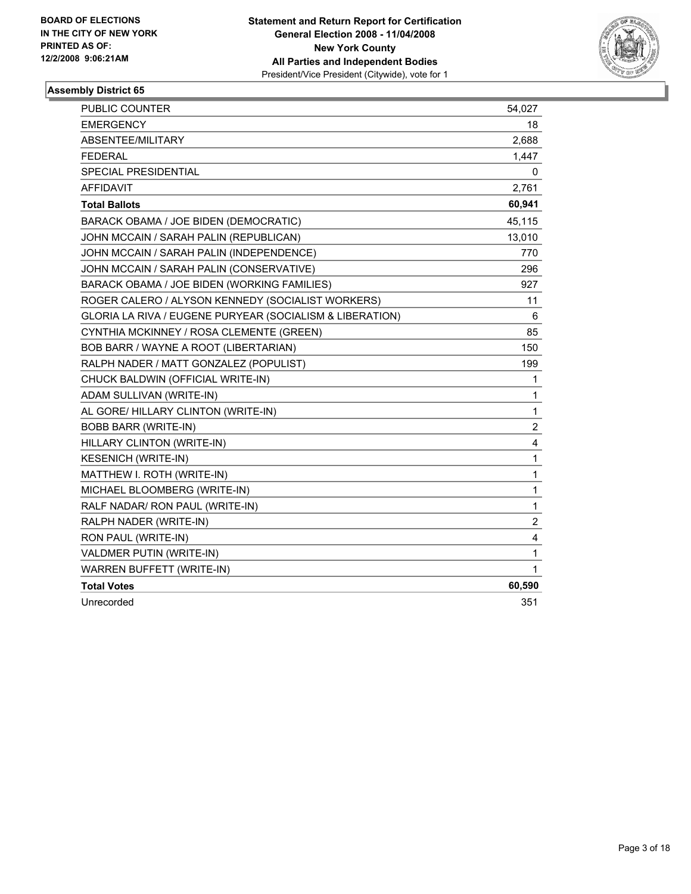**BOARD OF ELECTIONS IN THE CITY OF NEW YORK PRINTED AS OF: 12/2/2008 9:06:21AM**

**Statement and Return Report for Certification**
**General Election 2008 - 11/04/2008**
**New York County**
**All Parties and Independent Bodies**
President/Vice President (Citywide), vote for 1

## Assembly District 65

| | |
|---|---|
| PUBLIC COUNTER | 54,027 |
| EMERGENCY | 18 |
| ABSENTEE/MILITARY | 2,688 |
| FEDERAL | 1,447 |
| SPECIAL PRESIDENTIAL | 0 |
| AFFIDAVIT | 2,761 |
| **Total Ballots** | **60,941** |
| BARACK OBAMA / JOE BIDEN (DEMOCRATIC) | 45,115 |
| JOHN MCCAIN / SARAH PALIN (REPUBLICAN) | 13,010 |
| JOHN MCCAIN / SARAH PALIN (INDEPENDENCE) | 770 |
| JOHN MCCAIN / SARAH PALIN (CONSERVATIVE) | 296 |
| BARACK OBAMA / JOE BIDEN (WORKING FAMILIES) | 927 |
| ROGER CALERO / ALYSON KENNEDY (SOCIALIST WORKERS) | 11 |
| GLORIA LA RIVA / EUGENE PURYEAR (SOCIALISM & LIBERATION) | 6 |
| CYNTHIA MCKINNEY / ROSA CLEMENTE (GREEN) | 85 |
| BOB BARR / WAYNE A ROOT (LIBERTARIAN) | 150 |
| RALPH NADER / MATT GONZALEZ (POPULIST) | 199 |
| CHUCK BALDWIN (OFFICIAL WRITE-IN) | 1 |
| ADAM SULLIVAN (WRITE-IN) | 1 |
| AL GORE/ HILLARY CLINTON (WRITE-IN) | 1 |
| BOBB BARR (WRITE-IN) | 2 |
| HILLARY CLINTON (WRITE-IN) | 4 |
| KESENICH (WRITE-IN) | 1 |
| MATTHEW I. ROTH (WRITE-IN) | 1 |
| MICHAEL BLOOMBERG (WRITE-IN) | 1 |
| RALF NADAR/ RON PAUL (WRITE-IN) | 1 |
| RALPH NADER (WRITE-IN) | 2 |
| RON PAUL (WRITE-IN) | 4 |
| VALDMER PUTIN (WRITE-IN) | 1 |
| WARREN BUFFETT (WRITE-IN) | 1 |
| **Total Votes** | **60,590** |
| Unrecorded | 351 |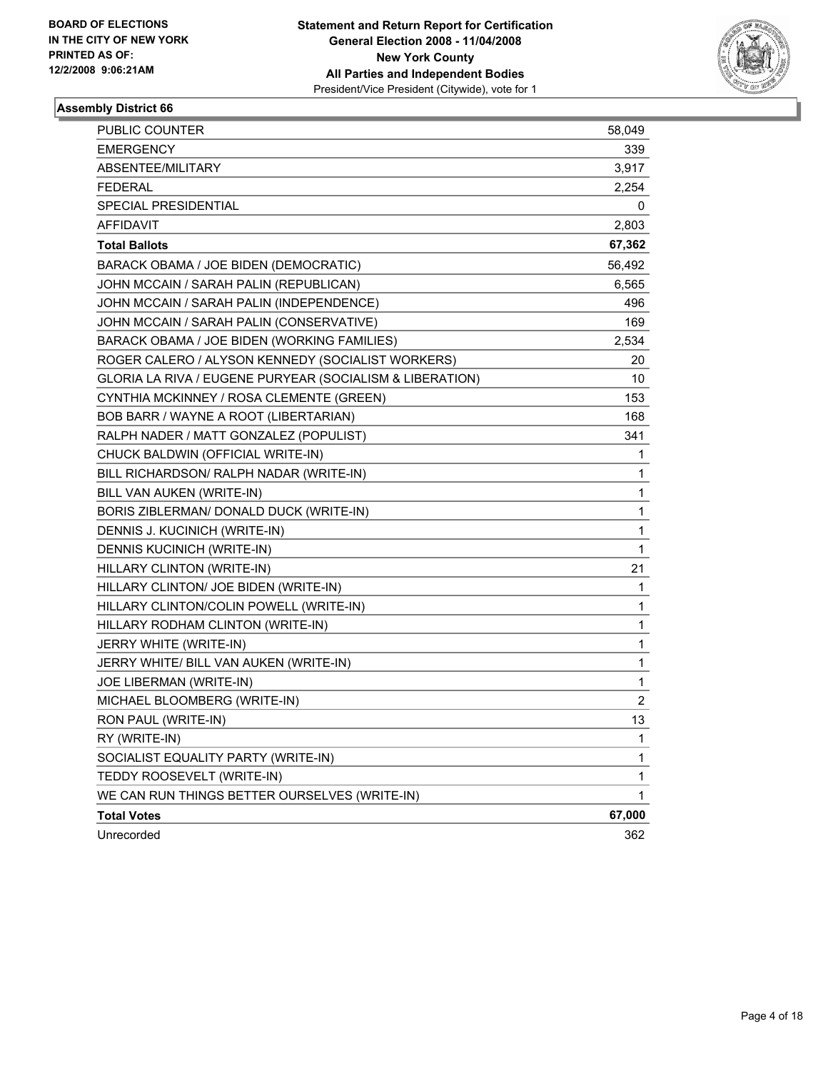BOARD OF ELECTIONS
IN THE CITY OF NEW YORK
PRINTED AS OF:
12/2/2008 9:06:21AM

**Statement and Return Report for Certification**
**General Election 2008 - 11/04/2008**
**New York County**
**All Parties and Independent Bodies**
President/Vice President (Citywide), vote for 1

## Assembly District 66

| | |
|---|---|
| PUBLIC COUNTER | 58,049 |
| EMERGENCY | 339 |
| ABSENTEE/MILITARY | 3,917 |
| FEDERAL | 2,254 |
| SPECIAL PRESIDENTIAL | 0 |
| AFFIDAVIT | 2,803 |
| **Total Ballots** | **67,362** |
| BARACK OBAMA / JOE BIDEN (DEMOCRATIC) | 56,492 |
| JOHN MCCAIN / SARAH PALIN (REPUBLICAN) | 6,565 |
| JOHN MCCAIN / SARAH PALIN (INDEPENDENCE) | 496 |
| JOHN MCCAIN / SARAH PALIN (CONSERVATIVE) | 169 |
| BARACK OBAMA / JOE BIDEN (WORKING FAMILIES) | 2,534 |
| ROGER CALERO / ALYSON KENNEDY (SOCIALIST WORKERS) | 20 |
| GLORIA LA RIVA / EUGENE PURYEAR (SOCIALISM & LIBERATION) | 10 |
| CYNTHIA MCKINNEY / ROSA CLEMENTE (GREEN) | 153 |
| BOB BARR / WAYNE A ROOT (LIBERTARIAN) | 168 |
| RALPH NADER / MATT GONZALEZ (POPULIST) | 341 |
| CHUCK BALDWIN (OFFICIAL WRITE-IN) | 1 |
| BILL RICHARDSON/ RALPH NADAR (WRITE-IN) | 1 |
| BILL VAN AUKEN (WRITE-IN) | 1 |
| BORIS ZIBLERMAN/ DONALD DUCK (WRITE-IN) | 1 |
| DENNIS J. KUCINICH (WRITE-IN) | 1 |
| DENNIS KUCINICH (WRITE-IN) | 1 |
| HILLARY CLINTON (WRITE-IN) | 21 |
| HILLARY CLINTON/ JOE BIDEN (WRITE-IN) | 1 |
| HILLARY CLINTON/COLIN POWELL (WRITE-IN) | 1 |
| HILLARY RODHAM CLINTON (WRITE-IN) | 1 |
| JERRY WHITE (WRITE-IN) | 1 |
| JERRY WHITE/ BILL VAN AUKEN (WRITE-IN) | 1 |
| JOE LIBERMAN (WRITE-IN) | 1 |
| MICHAEL BLOOMBERG (WRITE-IN) | 2 |
| RON PAUL (WRITE-IN) | 13 |
| RY (WRITE-IN) | 1 |
| SOCIALIST EQUALITY PARTY (WRITE-IN) | 1 |
| TEDDY ROOSEVELT (WRITE-IN) | 1 |
| WE CAN RUN THINGS BETTER OURSELVES (WRITE-IN) | 1 |
| **Total Votes** | **67,000** |
| Unrecorded | 362 |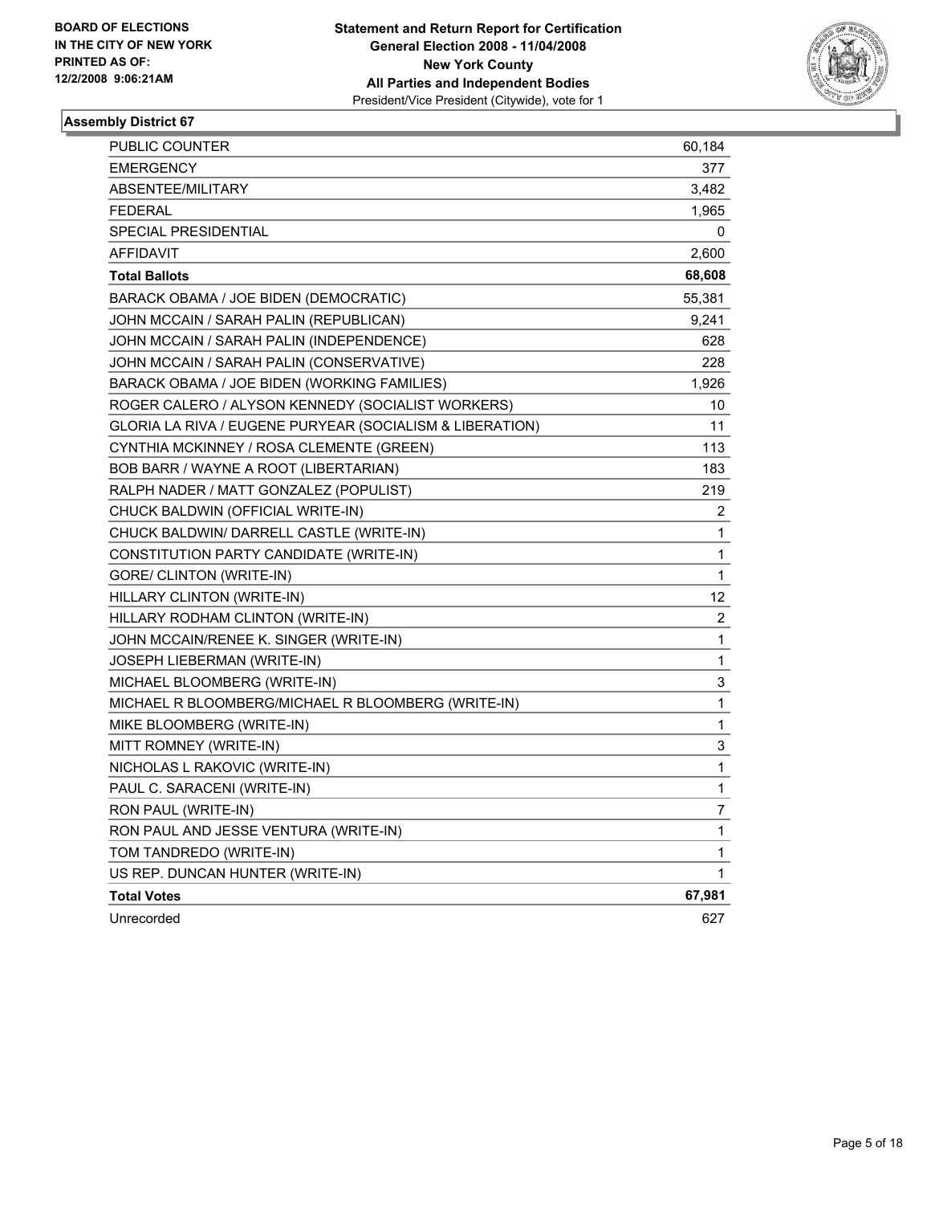**BOARD OF ELECTIONS**
**IN THE CITY OF NEW YORK**
**PRINTED AS OF:**
**12/2/2008 9:06:21AM**

**Statement and Return Report for Certification**
**General Election 2008 - 11/04/2008**
**New York County**
**All Parties and Independent Bodies**
President/Vice President (Citywide), vote for 1

### Assembly District 67

| | |
|---|---|
| PUBLIC COUNTER | 60,184 |
| EMERGENCY | 377 |
| ABSENTEE/MILITARY | 3,482 |
| FEDERAL | 1,965 |
| SPECIAL PRESIDENTIAL | 0 |
| AFFIDAVIT | 2,600 |
| **Total Ballots** | **68,608** |
| BARACK OBAMA / JOE BIDEN (DEMOCRATIC) | 55,381 |
| JOHN MCCAIN / SARAH PALIN (REPUBLICAN) | 9,241 |
| JOHN MCCAIN / SARAH PALIN (INDEPENDENCE) | 628 |
| JOHN MCCAIN / SARAH PALIN (CONSERVATIVE) | 228 |
| BARACK OBAMA / JOE BIDEN (WORKING FAMILIES) | 1,926 |
| ROGER CALERO / ALYSON KENNEDY (SOCIALIST WORKERS) | 10 |
| GLORIA LA RIVA / EUGENE PURYEAR (SOCIALISM & LIBERATION) | 11 |
| CYNTHIA MCKINNEY / ROSA CLEMENTE (GREEN) | 113 |
| BOB BARR / WAYNE A ROOT (LIBERTARIAN) | 183 |
| RALPH NADER / MATT GONZALEZ (POPULIST) | 219 |
| CHUCK BALDWIN (OFFICIAL WRITE-IN) | 2 |
| CHUCK BALDWIN/ DARRELL CASTLE (WRITE-IN) | 1 |
| CONSTITUTION PARTY CANDIDATE (WRITE-IN) | 1 |
| GORE/ CLINTON (WRITE-IN) | 1 |
| HILLARY CLINTON (WRITE-IN) | 12 |
| HILLARY RODHAM CLINTON (WRITE-IN) | 2 |
| JOHN MCCAIN/RENEE K. SINGER (WRITE-IN) | 1 |
| JOSEPH LIEBERMAN (WRITE-IN) | 1 |
| MICHAEL BLOOMBERG (WRITE-IN) | 3 |
| MICHAEL R BLOOMBERG/MICHAEL R BLOOMBERG (WRITE-IN) | 1 |
| MIKE BLOOMBERG (WRITE-IN) | 1 |
| MITT ROMNEY (WRITE-IN) | 3 |
| NICHOLAS L RAKOVIC (WRITE-IN) | 1 |
| PAUL C. SARACENI (WRITE-IN) | 1 |
| RON PAUL (WRITE-IN) | 7 |
| RON PAUL AND JESSE VENTURA (WRITE-IN) | 1 |
| TOM TANDREDO (WRITE-IN) | 1 |
| US REP. DUNCAN HUNTER (WRITE-IN) | 1 |
| **Total Votes** | **67,981** |
| Unrecorded | 627 |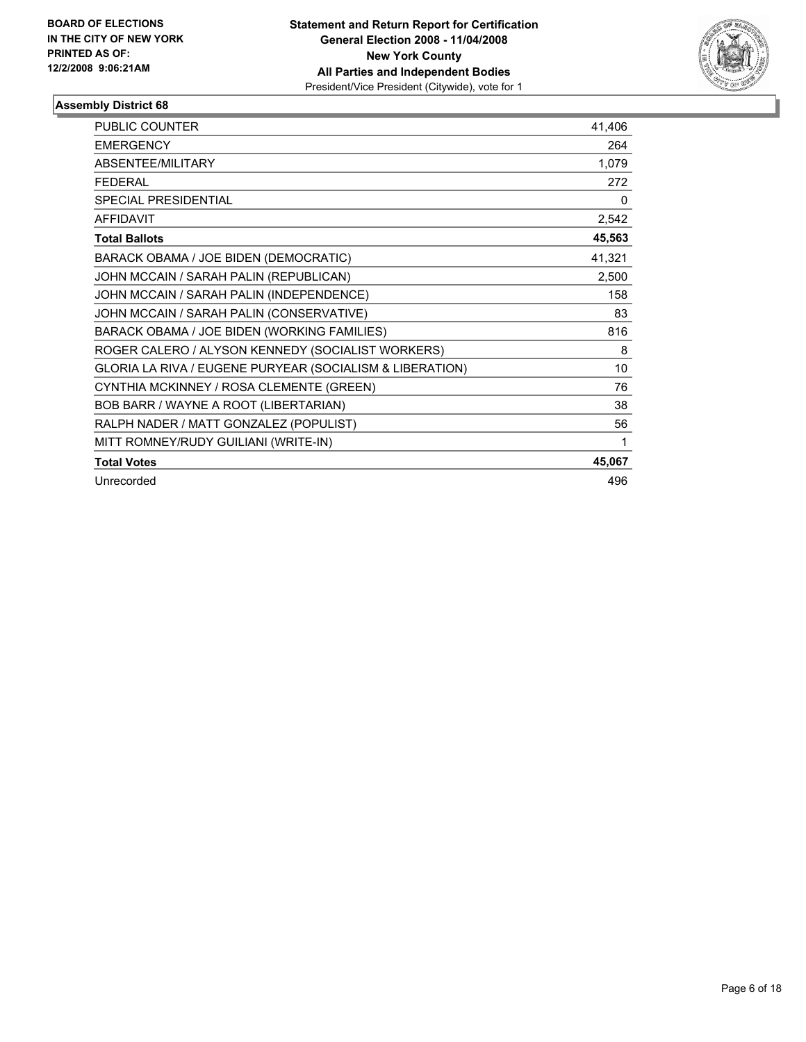**BOARD OF ELECTIONS IN THE CITY OF NEW YORK PRINTED AS OF: 12/2/2008 9:06:21AM**

**Statement and Return Report for Certification**
**General Election 2008 - 11/04/2008**
**New York County**
**All Parties and Independent Bodies**
President/Vice President (Citywide), vote for 1

## Assembly District 68

| | |
|---|---|
| PUBLIC COUNTER | 41,406 |
| EMERGENCY | 264 |
| ABSENTEE/MILITARY | 1,079 |
| FEDERAL | 272 |
| SPECIAL PRESIDENTIAL | 0 |
| AFFIDAVIT | 2,542 |
| **Total Ballots** | **45,563** |
| BARACK OBAMA / JOE BIDEN (DEMOCRATIC) | 41,321 |
| JOHN MCCAIN / SARAH PALIN (REPUBLICAN) | 2,500 |
| JOHN MCCAIN / SARAH PALIN (INDEPENDENCE) | 158 |
| JOHN MCCAIN / SARAH PALIN (CONSERVATIVE) | 83 |
| BARACK OBAMA / JOE BIDEN (WORKING FAMILIES) | 816 |
| ROGER CALERO / ALYSON KENNEDY (SOCIALIST WORKERS) | 8 |
| GLORIA LA RIVA / EUGENE PURYEAR (SOCIALISM & LIBERATION) | 10 |
| CYNTHIA MCKINNEY / ROSA CLEMENTE (GREEN) | 76 |
| BOB BARR / WAYNE A ROOT (LIBERTARIAN) | 38 |
| RALPH NADER / MATT GONZALEZ (POPULIST) | 56 |
| MITT ROMNEY/RUDY GUILIANI (WRITE-IN) | 1 |
| **Total Votes** | **45,067** |
| Unrecorded | 496 |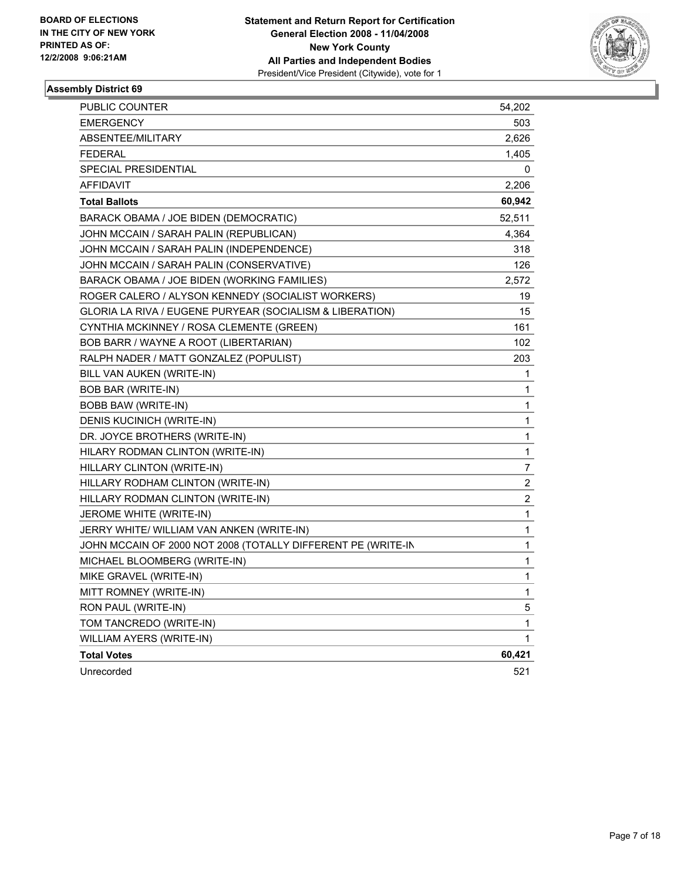BOARD OF ELECTIONS
IN THE CITY OF NEW YORK
PRINTED AS OF:
12/2/2008 9:06:21AM

**Statement and Return Report for Certification**
**General Election 2008 - 11/04/2008**
**New York County**
**All Parties and Independent Bodies**
President/Vice President (Citywide), vote for 1

### Assembly District 69

| | |
|---|---|
| PUBLIC COUNTER | 54,202 |
| EMERGENCY | 503 |
| ABSENTEE/MILITARY | 2,626 |
| FEDERAL | 1,405 |
| SPECIAL PRESIDENTIAL | 0 |
| AFFIDAVIT | 2,206 |
| **Total Ballots** | **60,942** |
| BARACK OBAMA / JOE BIDEN (DEMOCRATIC) | 52,511 |
| JOHN MCCAIN / SARAH PALIN (REPUBLICAN) | 4,364 |
| JOHN MCCAIN / SARAH PALIN (INDEPENDENCE) | 318 |
| JOHN MCCAIN / SARAH PALIN (CONSERVATIVE) | 126 |
| BARACK OBAMA / JOE BIDEN (WORKING FAMILIES) | 2,572 |
| ROGER CALERO / ALYSON KENNEDY (SOCIALIST WORKERS) | 19 |
| GLORIA LA RIVA / EUGENE PURYEAR (SOCIALISM & LIBERATION) | 15 |
| CYNTHIA MCKINNEY / ROSA CLEMENTE (GREEN) | 161 |
| BOB BARR / WAYNE A ROOT (LIBERTARIAN) | 102 |
| RALPH NADER / MATT GONZALEZ (POPULIST) | 203 |
| BILL VAN AUKEN (WRITE-IN) | 1 |
| BOB BAR (WRITE-IN) | 1 |
| BOBB BAW (WRITE-IN) | 1 |
| DENIS KUCINICH (WRITE-IN) | 1 |
| DR. JOYCE BROTHERS (WRITE-IN) | 1 |
| HILARY RODMAN CLINTON (WRITE-IN) | 1 |
| HILLARY CLINTON (WRITE-IN) | 7 |
| HILLARY RODHAM CLINTON (WRITE-IN) | 2 |
| HILLARY RODMAN CLINTON (WRITE-IN) | 2 |
| JEROME WHITE (WRITE-IN) | 1 |
| JERRY WHITE/ WILLIAM VAN ANKEN (WRITE-IN) | 1 |
| JOHN MCCAIN OF 2000 NOT 2008 (TOTALLY DIFFERENT PE (WRITE-IN | 1 |
| MICHAEL BLOOMBERG (WRITE-IN) | 1 |
| MIKE GRAVEL (WRITE-IN) | 1 |
| MITT ROMNEY (WRITE-IN) | 1 |
| RON PAUL (WRITE-IN) | 5 |
| TOM TANCREDO (WRITE-IN) | 1 |
| WILLIAM AYERS (WRITE-IN) | 1 |
| **Total Votes** | **60,421** |
| Unrecorded | 521 |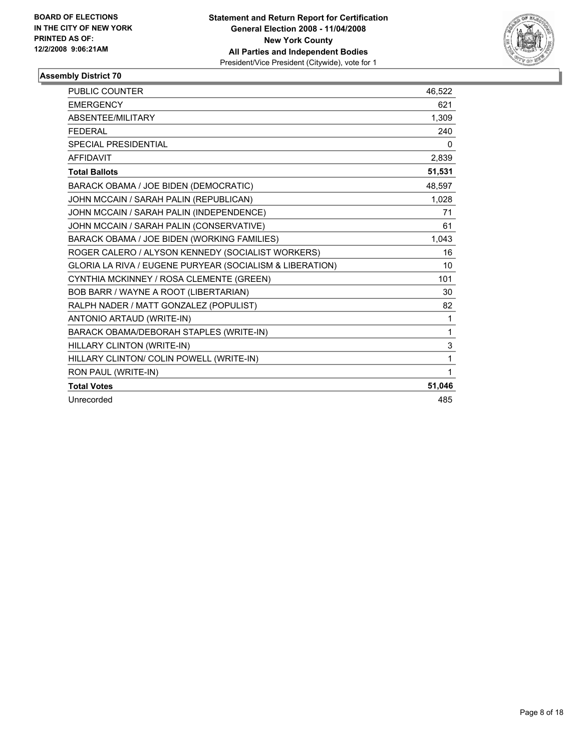**BOARD OF ELECTIONS IN THE CITY OF NEW YORK PRINTED AS OF: 12/2/2008 9:06:21AM**

**Statement and Return Report for Certification General Election 2008 - 11/04/2008 New York County All Parties and Independent Bodies**
President/Vice President (Citywide), vote for 1

### Assembly District 70

| | |
|---|---|
| PUBLIC COUNTER | 46,522 |
| EMERGENCY | 621 |
| ABSENTEE/MILITARY | 1,309 |
| FEDERAL | 240 |
| SPECIAL PRESIDENTIAL | 0 |
| AFFIDAVIT | 2,839 |
| **Total Ballots** | **51,531** |
| BARACK OBAMA / JOE BIDEN (DEMOCRATIC) | 48,597 |
| JOHN MCCAIN / SARAH PALIN (REPUBLICAN) | 1,028 |
| JOHN MCCAIN / SARAH PALIN (INDEPENDENCE) | 71 |
| JOHN MCCAIN / SARAH PALIN (CONSERVATIVE) | 61 |
| BARACK OBAMA / JOE BIDEN (WORKING FAMILIES) | 1,043 |
| ROGER CALERO / ALYSON KENNEDY (SOCIALIST WORKERS) | 16 |
| GLORIA LA RIVA / EUGENE PURYEAR (SOCIALISM & LIBERATION) | 10 |
| CYNTHIA MCKINNEY / ROSA CLEMENTE (GREEN) | 101 |
| BOB BARR / WAYNE A ROOT (LIBERTARIAN) | 30 |
| RALPH NADER / MATT GONZALEZ (POPULIST) | 82 |
| ANTONIO ARTAUD (WRITE-IN) | 1 |
| BARACK OBAMA/DEBORAH STAPLES (WRITE-IN) | 1 |
| HILLARY CLINTON (WRITE-IN) | 3 |
| HILLARY CLINTON/ COLIN POWELL (WRITE-IN) | 1 |
| RON PAUL (WRITE-IN) | 1 |
| **Total Votes** | **51,046** |
| Unrecorded | 485 |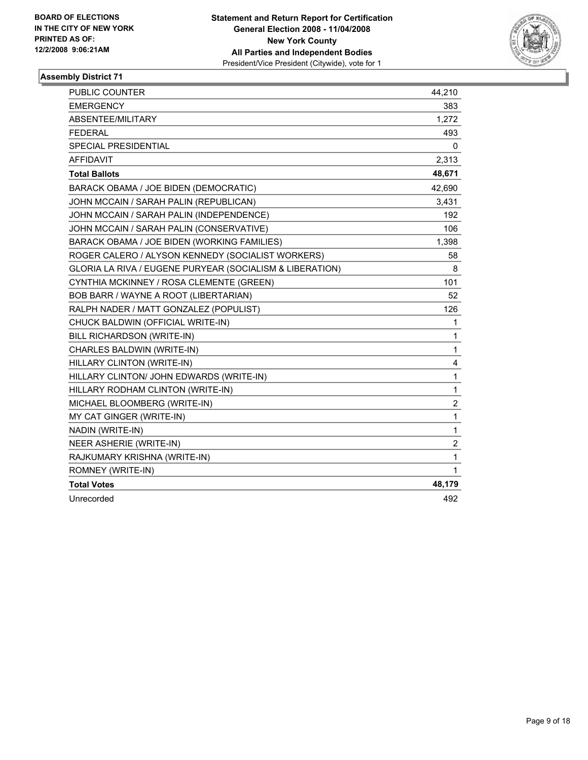**BOARD OF ELECTIONS IN THE CITY OF NEW YORK PRINTED AS OF: 12/2/2008 9:06:21AM**

**Statement and Return Report for Certification General Election 2008 - 11/04/2008 New York County All Parties and Independent Bodies**
President/Vice President (Citywide), vote for 1

### Assembly District 71

| | |
|---|---|
| PUBLIC COUNTER | 44,210 |
| EMERGENCY | 383 |
| ABSENTEE/MILITARY | 1,272 |
| FEDERAL | 493 |
| SPECIAL PRESIDENTIAL | 0 |
| AFFIDAVIT | 2,313 |
| **Total Ballots** | **48,671** |
| BARACK OBAMA / JOE BIDEN (DEMOCRATIC) | 42,690 |
| JOHN MCCAIN / SARAH PALIN (REPUBLICAN) | 3,431 |
| JOHN MCCAIN / SARAH PALIN (INDEPENDENCE) | 192 |
| JOHN MCCAIN / SARAH PALIN (CONSERVATIVE) | 106 |
| BARACK OBAMA / JOE BIDEN (WORKING FAMILIES) | 1,398 |
| ROGER CALERO / ALYSON KENNEDY (SOCIALIST WORKERS) | 58 |
| GLORIA LA RIVA / EUGENE PURYEAR (SOCIALISM & LIBERATION) | 8 |
| CYNTHIA MCKINNEY / ROSA CLEMENTE (GREEN) | 101 |
| BOB BARR / WAYNE A ROOT (LIBERTARIAN) | 52 |
| RALPH NADER / MATT GONZALEZ (POPULIST) | 126 |
| CHUCK BALDWIN (OFFICIAL WRITE-IN) | 1 |
| BILL RICHARDSON (WRITE-IN) | 1 |
| CHARLES BALDWIN (WRITE-IN) | 1 |
| HILLARY CLINTON (WRITE-IN) | 4 |
| HILLARY CLINTON/ JOHN EDWARDS (WRITE-IN) | 1 |
| HILLARY RODHAM CLINTON (WRITE-IN) | 1 |
| MICHAEL BLOOMBERG (WRITE-IN) | 2 |
| MY CAT GINGER (WRITE-IN) | 1 |
| NADIN (WRITE-IN) | 1 |
| NEER ASHERIE (WRITE-IN) | 2 |
| RAJKUMARY KRISHNA (WRITE-IN) | 1 |
| ROMNEY (WRITE-IN) | 1 |
| **Total Votes** | **48,179** |
| Unrecorded | 492 |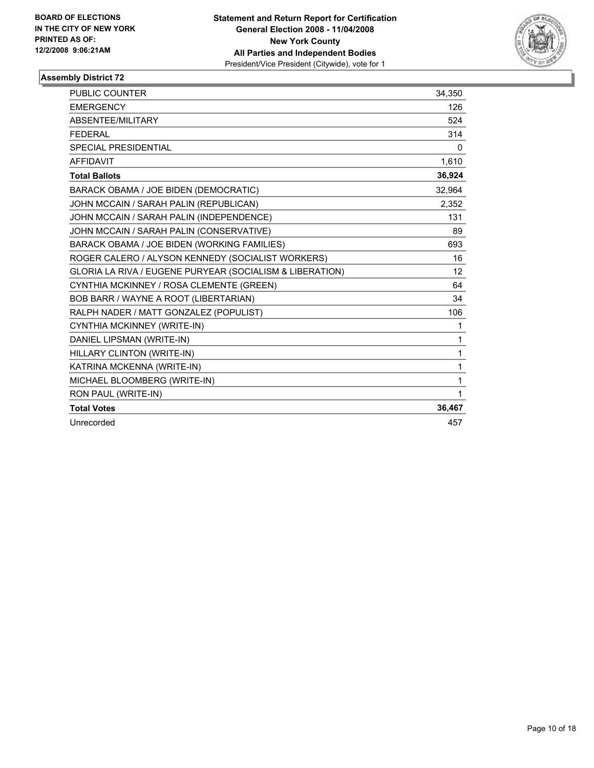**BOARD OF ELECTIONS IN THE CITY OF NEW YORK PRINTED AS OF: 12/2/2008 9:06:21AM**

**Statement and Return Report for Certification**
**General Election 2008 - 11/04/2008**
**New York County**
**All Parties and Independent Bodies**
President/Vice President (Citywide), vote for 1

## Assembly District 72

| | |
|---|---|
| PUBLIC COUNTER | 34,350 |
| EMERGENCY | 126 |
| ABSENTEE/MILITARY | 524 |
| FEDERAL | 314 |
| SPECIAL PRESIDENTIAL | 0 |
| AFFIDAVIT | 1,610 |
| **Total Ballots** | **36,924** |
| BARACK OBAMA / JOE BIDEN (DEMOCRATIC) | 32,964 |
| JOHN MCCAIN / SARAH PALIN (REPUBLICAN) | 2,352 |
| JOHN MCCAIN / SARAH PALIN (INDEPENDENCE) | 131 |
| JOHN MCCAIN / SARAH PALIN (CONSERVATIVE) | 89 |
| BARACK OBAMA / JOE BIDEN (WORKING FAMILIES) | 693 |
| ROGER CALERO / ALYSON KENNEDY (SOCIALIST WORKERS) | 16 |
| GLORIA LA RIVA / EUGENE PURYEAR (SOCIALISM & LIBERATION) | 12 |
| CYNTHIA MCKINNEY / ROSA CLEMENTE (GREEN) | 64 |
| BOB BARR / WAYNE A ROOT (LIBERTARIAN) | 34 |
| RALPH NADER / MATT GONZALEZ (POPULIST) | 106 |
| CYNTHIA MCKINNEY (WRITE-IN) | 1 |
| DANIEL LIPSMAN (WRITE-IN) | 1 |
| HILLARY CLINTON (WRITE-IN) | 1 |
| KATRINA MCKENNA (WRITE-IN) | 1 |
| MICHAEL BLOOMBERG (WRITE-IN) | 1 |
| RON PAUL (WRITE-IN) | 1 |
| **Total Votes** | **36,467** |
| Unrecorded | 457 |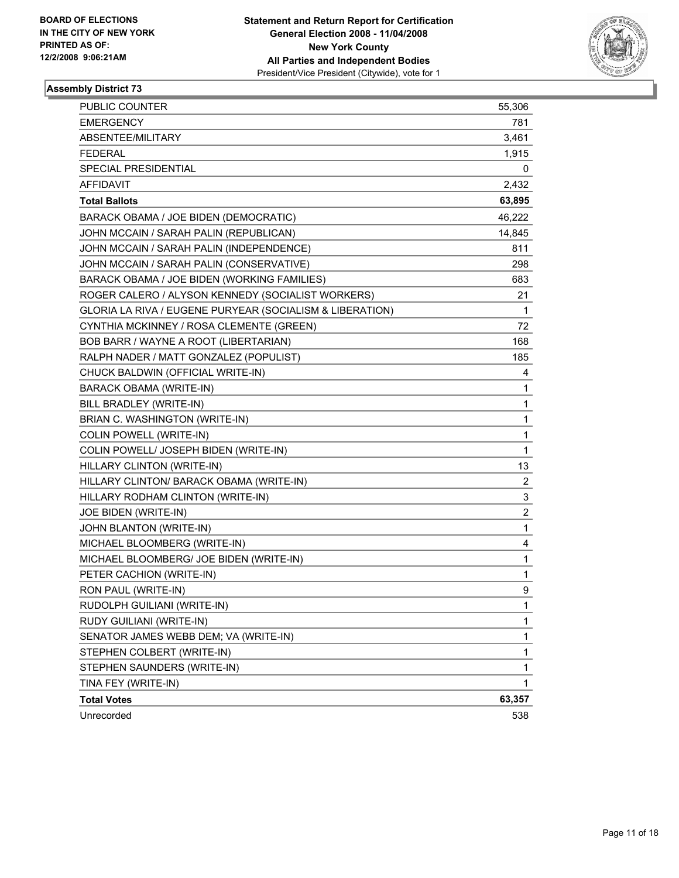**BOARD OF ELECTIONS IN THE CITY OF NEW YORK PRINTED AS OF: 12/2/2008 9:06:21AM**

**Statement and Return Report for Certification General Election 2008 - 11/04/2008 New York County All Parties and Independent Bodies**
President/Vice President (Citywide), vote for 1

### Assembly District 73

| | |
|---|---|
| PUBLIC COUNTER | 55,306 |
| EMERGENCY | 781 |
| ABSENTEE/MILITARY | 3,461 |
| FEDERAL | 1,915 |
| SPECIAL PRESIDENTIAL | 0 |
| AFFIDAVIT | 2,432 |
| **Total Ballots** | **63,895** |
| BARACK OBAMA / JOE BIDEN (DEMOCRATIC) | 46,222 |
| JOHN MCCAIN / SARAH PALIN (REPUBLICAN) | 14,845 |
| JOHN MCCAIN / SARAH PALIN (INDEPENDENCE) | 811 |
| JOHN MCCAIN / SARAH PALIN (CONSERVATIVE) | 298 |
| BARACK OBAMA / JOE BIDEN (WORKING FAMILIES) | 683 |
| ROGER CALERO / ALYSON KENNEDY (SOCIALIST WORKERS) | 21 |
| GLORIA LA RIVA / EUGENE PURYEAR (SOCIALISM & LIBERATION) | 1 |
| CYNTHIA MCKINNEY / ROSA CLEMENTE (GREEN) | 72 |
| BOB BARR / WAYNE A ROOT (LIBERTARIAN) | 168 |
| RALPH NADER / MATT GONZALEZ (POPULIST) | 185 |
| CHUCK BALDWIN (OFFICIAL WRITE-IN) | 4 |
| BARACK OBAMA (WRITE-IN) | 1 |
| BILL BRADLEY (WRITE-IN) | 1 |
| BRIAN C. WASHINGTON (WRITE-IN) | 1 |
| COLIN POWELL (WRITE-IN) | 1 |
| COLIN POWELL/ JOSEPH BIDEN (WRITE-IN) | 1 |
| HILLARY CLINTON (WRITE-IN) | 13 |
| HILLARY CLINTON/ BARACK OBAMA (WRITE-IN) | 2 |
| HILLARY RODHAM CLINTON (WRITE-IN) | 3 |
| JOE BIDEN (WRITE-IN) | 2 |
| JOHN BLANTON (WRITE-IN) | 1 |
| MICHAEL BLOOMBERG (WRITE-IN) | 4 |
| MICHAEL BLOOMBERG/ JOE BIDEN (WRITE-IN) | 1 |
| PETER CACHION (WRITE-IN) | 1 |
| RON PAUL (WRITE-IN) | 9 |
| RUDOLPH GUILIANI (WRITE-IN) | 1 |
| RUDY GUILIANI (WRITE-IN) | 1 |
| SENATOR JAMES WEBB DEM; VA (WRITE-IN) | 1 |
| STEPHEN COLBERT (WRITE-IN) | 1 |
| STEPHEN SAUNDERS (WRITE-IN) | 1 |
| TINA FEY (WRITE-IN) | 1 |
| **Total Votes** | **63,357** |
| Unrecorded | 538 |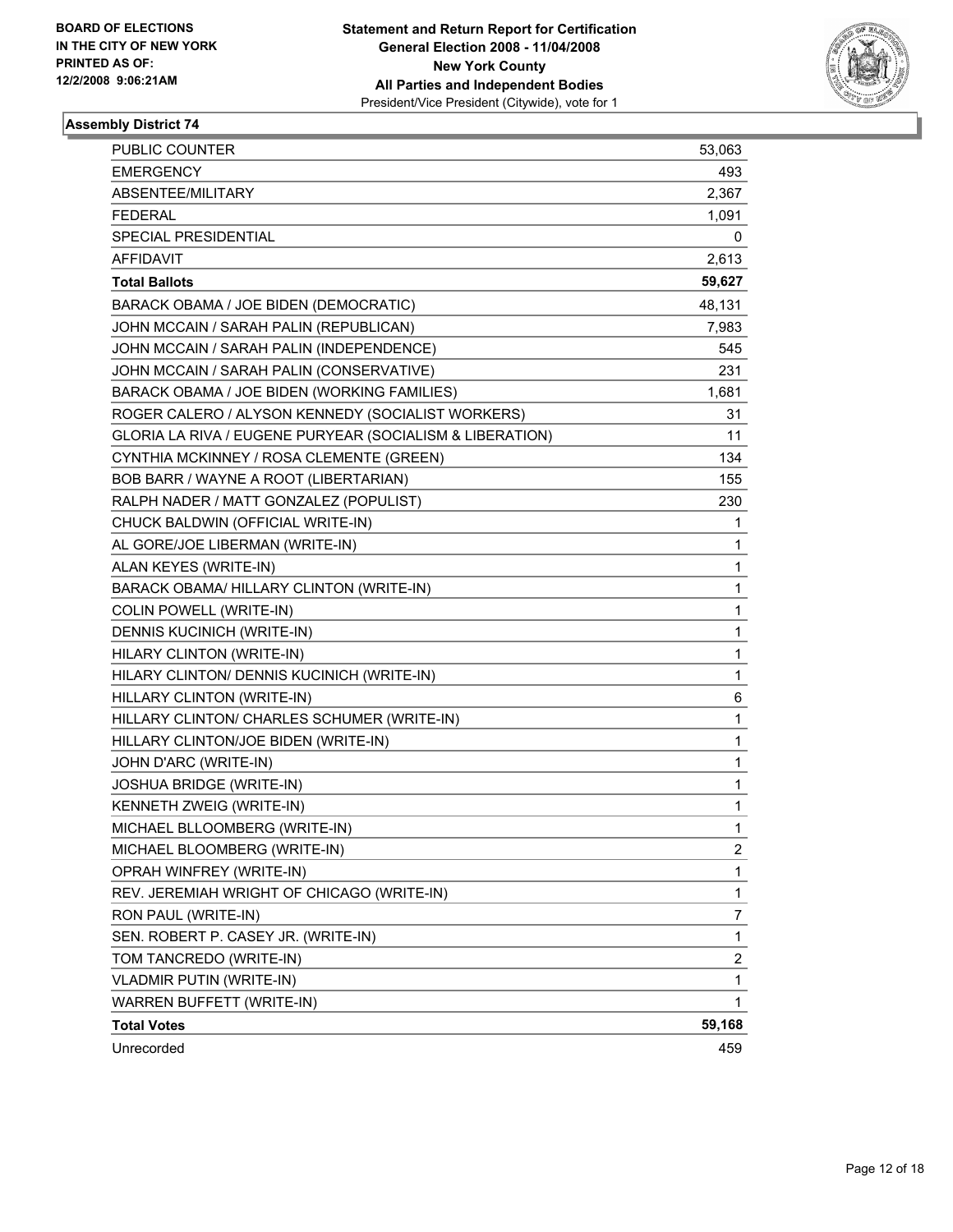**BOARD OF ELECTIONS IN THE CITY OF NEW YORK PRINTED AS OF: 12/2/2008 9:06:21AM**

**Statement and Return Report for Certification General Election 2008 - 11/04/2008 New York County All Parties and Independent Bodies**
President/Vice President (Citywide), vote for 1

### Assembly District 74

| | |
|---|---|
| PUBLIC COUNTER | 53,063 |
| EMERGENCY | 493 |
| ABSENTEE/MILITARY | 2,367 |
| FEDERAL | 1,091 |
| SPECIAL PRESIDENTIAL | 0 |
| AFFIDAVIT | 2,613 |
| **Total Ballots** | **59,627** |
| BARACK OBAMA / JOE BIDEN (DEMOCRATIC) | 48,131 |
| JOHN MCCAIN / SARAH PALIN (REPUBLICAN) | 7,983 |
| JOHN MCCAIN / SARAH PALIN (INDEPENDENCE) | 545 |
| JOHN MCCAIN / SARAH PALIN (CONSERVATIVE) | 231 |
| BARACK OBAMA / JOE BIDEN (WORKING FAMILIES) | 1,681 |
| ROGER CALERO / ALYSON KENNEDY (SOCIALIST WORKERS) | 31 |
| GLORIA LA RIVA / EUGENE PURYEAR (SOCIALISM & LIBERATION) | 11 |
| CYNTHIA MCKINNEY / ROSA CLEMENTE (GREEN) | 134 |
| BOB BARR / WAYNE A ROOT (LIBERTARIAN) | 155 |
| RALPH NADER / MATT GONZALEZ (POPULIST) | 230 |
| CHUCK BALDWIN (OFFICIAL WRITE-IN) | 1 |
| AL GORE/JOE LIBERMAN (WRITE-IN) | 1 |
| ALAN KEYES (WRITE-IN) | 1 |
| BARACK OBAMA/ HILLARY CLINTON (WRITE-IN) | 1 |
| COLIN POWELL (WRITE-IN) | 1 |
| DENNIS KUCINICH (WRITE-IN) | 1 |
| HILARY CLINTON (WRITE-IN) | 1 |
| HILARY CLINTON/ DENNIS KUCINICH (WRITE-IN) | 1 |
| HILLARY CLINTON (WRITE-IN) | 6 |
| HILLARY CLINTON/ CHARLES SCHUMER (WRITE-IN) | 1 |
| HILLARY CLINTON/JOE BIDEN (WRITE-IN) | 1 |
| JOHN D'ARC (WRITE-IN) | 1 |
| JOSHUA BRIDGE (WRITE-IN) | 1 |
| KENNETH ZWEIG (WRITE-IN) | 1 |
| MICHAEL BLLOOMBERG (WRITE-IN) | 1 |
| MICHAEL BLOOMBERG (WRITE-IN) | 2 |
| OPRAH WINFREY (WRITE-IN) | 1 |
| REV. JEREMIAH WRIGHT OF CHICAGO (WRITE-IN) | 1 |
| RON PAUL (WRITE-IN) | 7 |
| SEN. ROBERT P. CASEY JR. (WRITE-IN) | 1 |
| TOM TANCREDO (WRITE-IN) | 2 |
| VLADMIR PUTIN (WRITE-IN) | 1 |
| WARREN BUFFETT (WRITE-IN) | 1 |
| **Total Votes** | **59,168** |
| Unrecorded | 459 |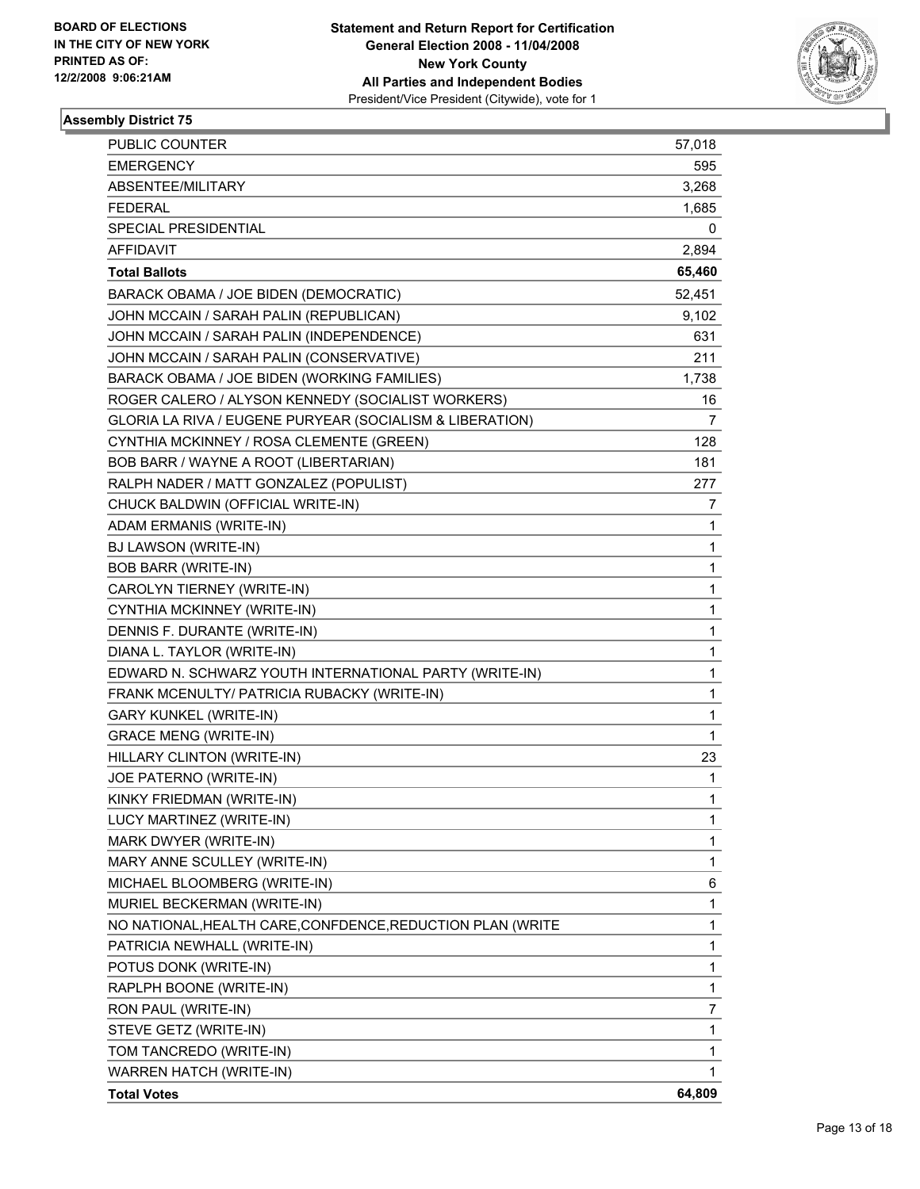BOARD OF ELECTIONS
IN THE CITY OF NEW YORK
PRINTED AS OF:
12/2/2008 9:06:21AM

**Statement and Return Report for Certification**
**General Election 2008 - 11/04/2008**
**New York County**
**All Parties and Independent Bodies**
President/Vice President (Citywide), vote for 1

### Assembly District 75

| | |
|---|---|
| PUBLIC COUNTER | 57,018 |
| EMERGENCY | 595 |
| ABSENTEE/MILITARY | 3,268 |
| FEDERAL | 1,685 |
| SPECIAL PRESIDENTIAL | 0 |
| AFFIDAVIT | 2,894 |
| **Total Ballots** | **65,460** |
| BARACK OBAMA / JOE BIDEN (DEMOCRATIC) | 52,451 |
| JOHN MCCAIN / SARAH PALIN (REPUBLICAN) | 9,102 |
| JOHN MCCAIN / SARAH PALIN (INDEPENDENCE) | 631 |
| JOHN MCCAIN / SARAH PALIN (CONSERVATIVE) | 211 |
| BARACK OBAMA / JOE BIDEN (WORKING FAMILIES) | 1,738 |
| ROGER CALERO / ALYSON KENNEDY (SOCIALIST WORKERS) | 16 |
| GLORIA LA RIVA / EUGENE PURYEAR (SOCIALISM & LIBERATION) | 7 |
| CYNTHIA MCKINNEY / ROSA CLEMENTE (GREEN) | 128 |
| BOB BARR / WAYNE A ROOT (LIBERTARIAN) | 181 |
| RALPH NADER / MATT GONZALEZ (POPULIST) | 277 |
| CHUCK BALDWIN (OFFICIAL WRITE-IN) | 7 |
| ADAM ERMANIS (WRITE-IN) | 1 |
| BJ LAWSON (WRITE-IN) | 1 |
| BOB BARR (WRITE-IN) | 1 |
| CAROLYN TIERNEY (WRITE-IN) | 1 |
| CYNTHIA MCKINNEY (WRITE-IN) | 1 |
| DENNIS F. DURANTE (WRITE-IN) | 1 |
| DIANA L. TAYLOR (WRITE-IN) | 1 |
| EDWARD N. SCHWARZ YOUTH INTERNATIONAL PARTY (WRITE-IN) | 1 |
| FRANK MCENULTY/ PATRICIA RUBACKY (WRITE-IN) | 1 |
| GARY KUNKEL (WRITE-IN) | 1 |
| GRACE MENG (WRITE-IN) | 1 |
| HILLARY CLINTON (WRITE-IN) | 23 |
| JOE PATERNO (WRITE-IN) | 1 |
| KINKY FRIEDMAN (WRITE-IN) | 1 |
| LUCY MARTINEZ (WRITE-IN) | 1 |
| MARK DWYER (WRITE-IN) | 1 |
| MARY ANNE SCULLEY (WRITE-IN) | 1 |
| MICHAEL BLOOMBERG (WRITE-IN) | 6 |
| MURIEL BECKERMAN (WRITE-IN) | 1 |
| NO NATIONAL,HEALTH CARE,CONFDENCE,REDUCTION PLAN (WRITE | 1 |
| PATRICIA NEWHALL (WRITE-IN) | 1 |
| POTUS DONK (WRITE-IN) | 1 |
| RAPLPH BOONE (WRITE-IN) | 1 |
| RON PAUL (WRITE-IN) | 7 |
| STEVE GETZ (WRITE-IN) | 1 |
| TOM TANCREDO (WRITE-IN) | 1 |
| WARREN HATCH (WRITE-IN) | 1 |
| **Total Votes** | **64,809** |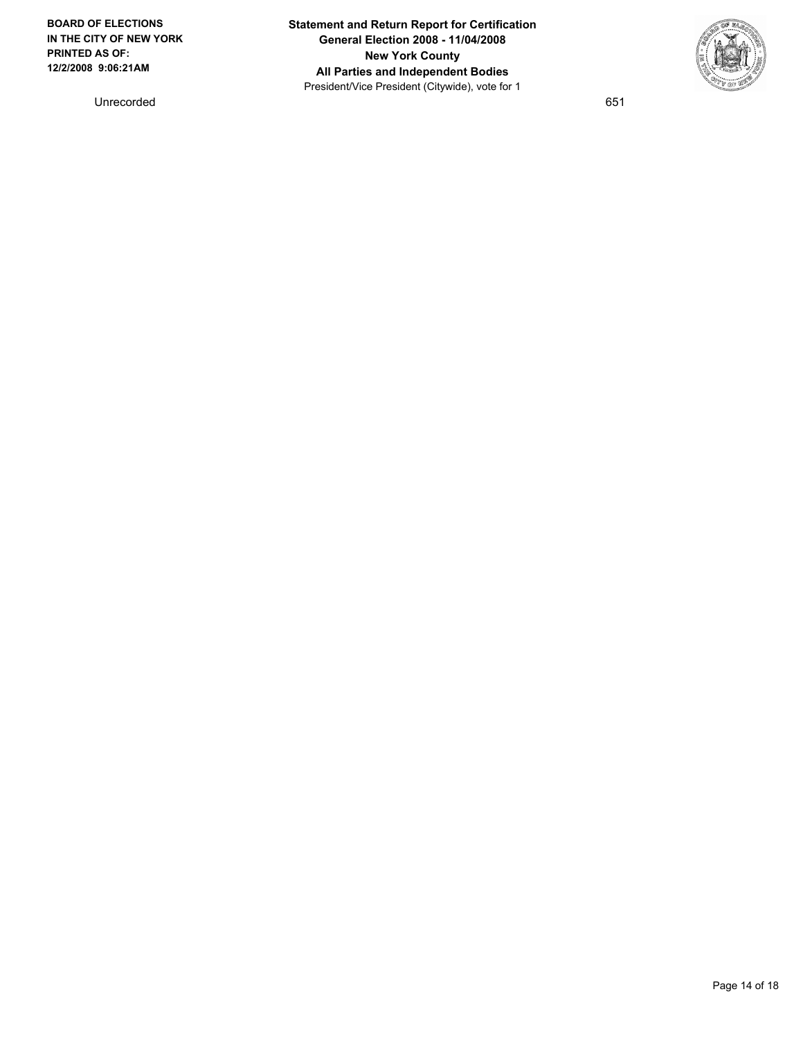| Unrecorded | 651 |
| --- | --- |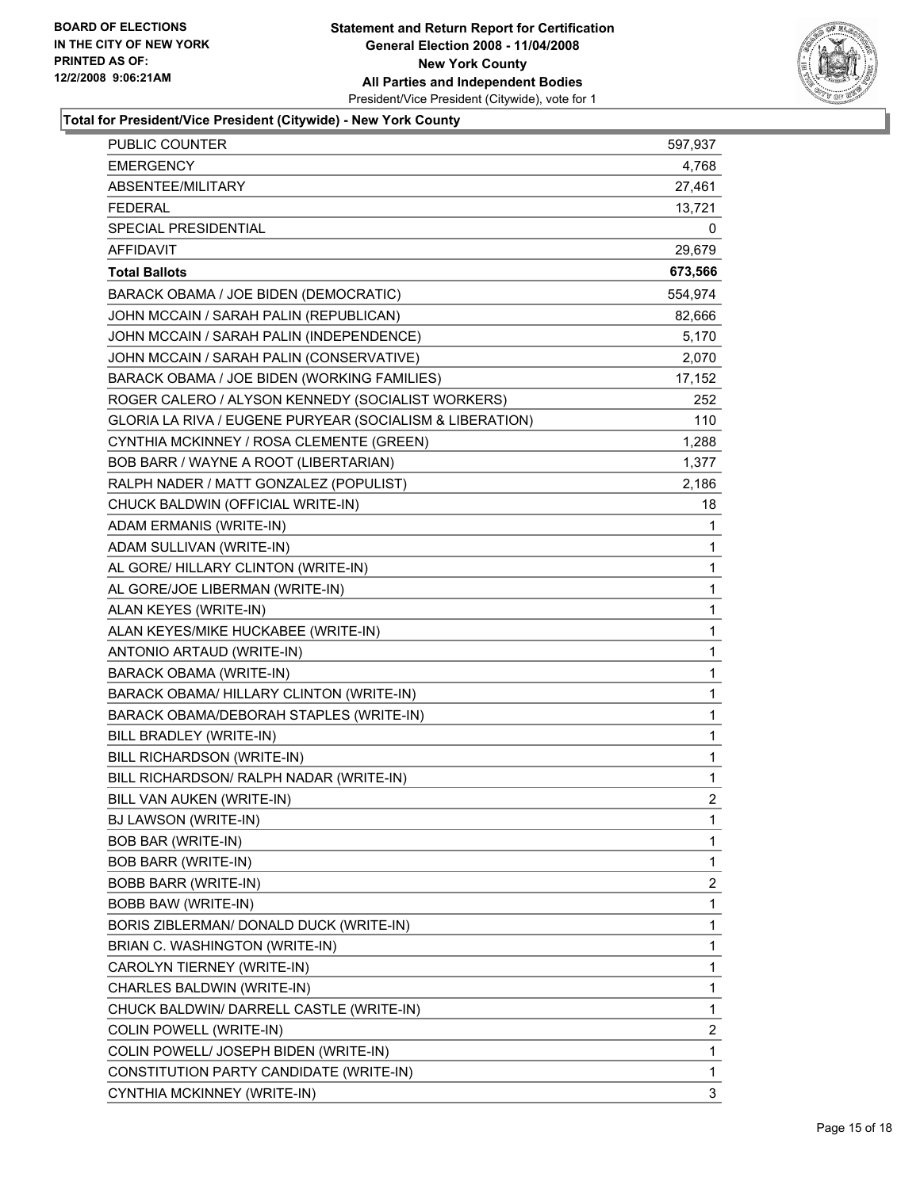**BOARD OF ELECTIONS IN THE CITY OF NEW YORK PRINTED AS OF: 12/2/2008 9:06:21AM**

**Statement and Return Report for Certification General Election 2008 - 11/04/2008 New York County All Parties and Independent Bodies**

President/Vice President (Citywide), vote for 1

**Total for President/Vice President (Citywide) - New York County**

| | |
|---|---|
| PUBLIC COUNTER | 597,937 |
| EMERGENCY | 4,768 |
| ABSENTEE/MILITARY | 27,461 |
| FEDERAL | 13,721 |
| SPECIAL PRESIDENTIAL | 0 |
| AFFIDAVIT | 29,679 |
| **Total Ballots** | **673,566** |
| BARACK OBAMA / JOE BIDEN (DEMOCRATIC) | 554,974 |
| JOHN MCCAIN / SARAH PALIN (REPUBLICAN) | 82,666 |
| JOHN MCCAIN / SARAH PALIN (INDEPENDENCE) | 5,170 |
| JOHN MCCAIN / SARAH PALIN (CONSERVATIVE) | 2,070 |
| BARACK OBAMA / JOE BIDEN (WORKING FAMILIES) | 17,152 |
| ROGER CALERO / ALYSON KENNEDY (SOCIALIST WORKERS) | 252 |
| GLORIA LA RIVA / EUGENE PURYEAR (SOCIALISM & LIBERATION) | 110 |
| CYNTHIA MCKINNEY / ROSA CLEMENTE (GREEN) | 1,288 |
| BOB BARR / WAYNE A ROOT (LIBERTARIAN) | 1,377 |
| RALPH NADER / MATT GONZALEZ (POPULIST) | 2,186 |
| CHUCK BALDWIN (OFFICIAL WRITE-IN) | 18 |
| ADAM ERMANIS (WRITE-IN) | 1 |
| ADAM SULLIVAN (WRITE-IN) | 1 |
| AL GORE/ HILLARY CLINTON (WRITE-IN) | 1 |
| AL GORE/JOE LIBERMAN (WRITE-IN) | 1 |
| ALAN KEYES (WRITE-IN) | 1 |
| ALAN KEYES/MIKE HUCKABEE (WRITE-IN) | 1 |
| ANTONIO ARTAUD (WRITE-IN) | 1 |
| BARACK OBAMA (WRITE-IN) | 1 |
| BARACK OBAMA/ HILLARY CLINTON (WRITE-IN) | 1 |
| BARACK OBAMA/DEBORAH STAPLES (WRITE-IN) | 1 |
| BILL BRADLEY (WRITE-IN) | 1 |
| BILL RICHARDSON (WRITE-IN) | 1 |
| BILL RICHARDSON/ RALPH NADAR (WRITE-IN) | 1 |
| BILL VAN AUKEN (WRITE-IN) | 2 |
| BJ LAWSON (WRITE-IN) | 1 |
| BOB BAR (WRITE-IN) | 1 |
| BOB BARR (WRITE-IN) | 1 |
| BOBB BARR (WRITE-IN) | 2 |
| BOBB BAW (WRITE-IN) | 1 |
| BORIS ZIBLERMAN/ DONALD DUCK (WRITE-IN) | 1 |
| BRIAN C. WASHINGTON (WRITE-IN) | 1 |
| CAROLYN TIERNEY (WRITE-IN) | 1 |
| CHARLES BALDWIN (WRITE-IN) | 1 |
| CHUCK BALDWIN/ DARRELL CASTLE (WRITE-IN) | 1 |
| COLIN POWELL (WRITE-IN) | 2 |
| COLIN POWELL/ JOSEPH BIDEN (WRITE-IN) | 1 |
| CONSTITUTION PARTY CANDIDATE (WRITE-IN) | 1 |
| CYNTHIA MCKINNEY (WRITE-IN) | 3 |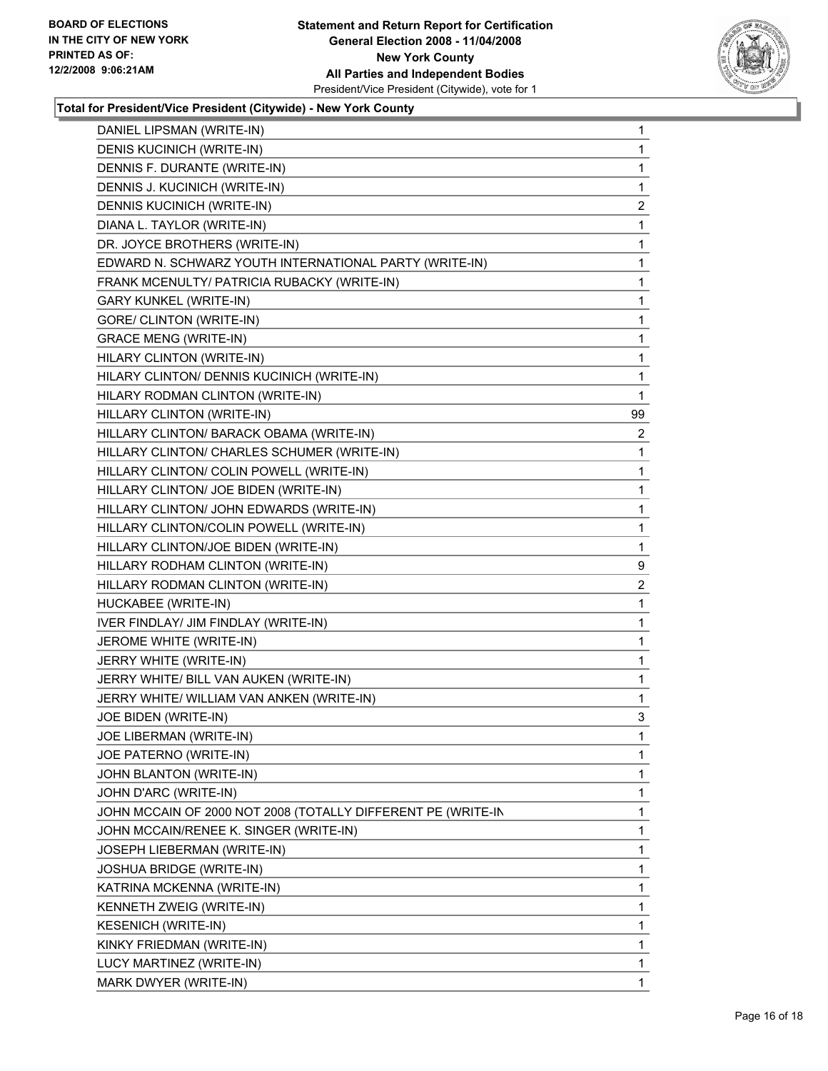**BOARD OF ELECTIONS IN THE CITY OF NEW YORK PRINTED AS OF: 12/2/2008 9:06:21AM**

**Statement and Return Report for Certification General Election 2008 - 11/04/2008 New York County All Parties and Independent Bodies**

President/Vice President (Citywide), vote for 1

## Total for President/Vice President (Citywide) - New York County

| Candidate | Votes |
|---|---|
| DANIEL LIPSMAN (WRITE-IN) | 1 |
| DENIS KUCINICH (WRITE-IN) | 1 |
| DENNIS F. DURANTE (WRITE-IN) | 1 |
| DENNIS J. KUCINICH (WRITE-IN) | 1 |
| DENNIS KUCINICH (WRITE-IN) | 2 |
| DIANA L. TAYLOR (WRITE-IN) | 1 |
| DR. JOYCE BROTHERS (WRITE-IN) | 1 |
| EDWARD N. SCHWARZ YOUTH INTERNATIONAL PARTY (WRITE-IN) | 1 |
| FRANK MCENULTY/ PATRICIA RUBACKY (WRITE-IN) | 1 |
| GARY KUNKEL (WRITE-IN) | 1 |
| GORE/ CLINTON (WRITE-IN) | 1 |
| GRACE MENG (WRITE-IN) | 1 |
| HILARY CLINTON (WRITE-IN) | 1 |
| HILARY CLINTON/ DENNIS KUCINICH (WRITE-IN) | 1 |
| HILARY RODMAN CLINTON (WRITE-IN) | 1 |
| HILLARY CLINTON (WRITE-IN) | 99 |
| HILLARY CLINTON/ BARACK OBAMA (WRITE-IN) | 2 |
| HILLARY CLINTON/ CHARLES SCHUMER (WRITE-IN) | 1 |
| HILLARY CLINTON/ COLIN POWELL (WRITE-IN) | 1 |
| HILLARY CLINTON/ JOE BIDEN (WRITE-IN) | 1 |
| HILLARY CLINTON/ JOHN EDWARDS (WRITE-IN) | 1 |
| HILLARY CLINTON/COLIN POWELL (WRITE-IN) | 1 |
| HILLARY CLINTON/JOE BIDEN (WRITE-IN) | 1 |
| HILLARY RODHAM CLINTON (WRITE-IN) | 9 |
| HILLARY RODMAN CLINTON (WRITE-IN) | 2 |
| HUCKABEE (WRITE-IN) | 1 |
| IVER FINDLAY/ JIM FINDLAY (WRITE-IN) | 1 |
| JEROME WHITE (WRITE-IN) | 1 |
| JERRY WHITE (WRITE-IN) | 1 |
| JERRY WHITE/ BILL VAN AUKEN (WRITE-IN) | 1 |
| JERRY WHITE/ WILLIAM VAN ANKEN (WRITE-IN) | 1 |
| JOE BIDEN (WRITE-IN) | 3 |
| JOE LIBERMAN (WRITE-IN) | 1 |
| JOE PATERNO (WRITE-IN) | 1 |
| JOHN BLANTON (WRITE-IN) | 1 |
| JOHN D'ARC (WRITE-IN) | 1 |
| JOHN MCCAIN OF 2000 NOT 2008 (TOTALLY DIFFERENT PE (WRITE-IN | 1 |
| JOHN MCCAIN/RENEE K. SINGER (WRITE-IN) | 1 |
| JOSEPH LIEBERMAN (WRITE-IN) | 1 |
| JOSHUA BRIDGE (WRITE-IN) | 1 |
| KATRINA MCKENNA (WRITE-IN) | 1 |
| KENNETH ZWEIG (WRITE-IN) | 1 |
| KESENICH (WRITE-IN) | 1 |
| KINKY FRIEDMAN (WRITE-IN) | 1 |
| LUCY MARTINEZ (WRITE-IN) | 1 |
| MARK DWYER (WRITE-IN) | 1 |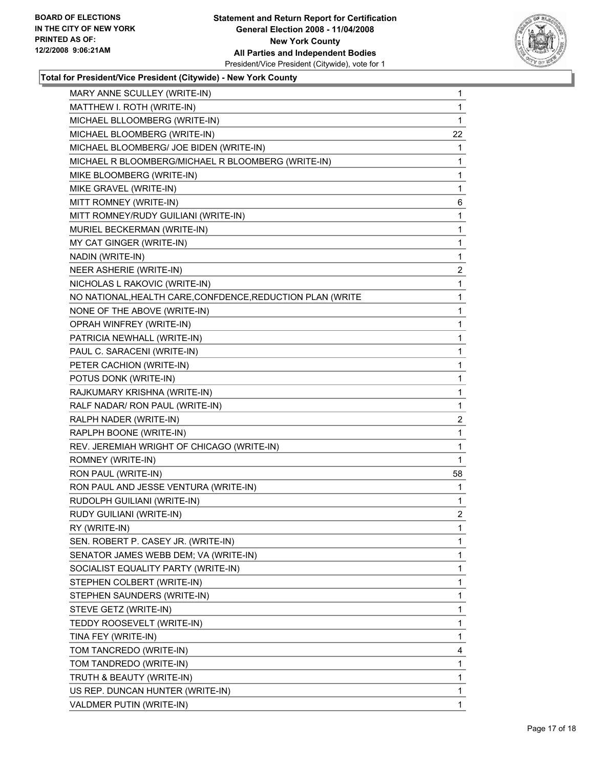**Total for President/Vice President (Citywide) - New York County**

| | |
|---|---|
| MARY ANNE SCULLEY (WRITE-IN) | 1 |
| MATTHEW I. ROTH (WRITE-IN) | 1 |
| MICHAEL BLLOOMBERG (WRITE-IN) | 1 |
| MICHAEL BLOOMBERG (WRITE-IN) | 22 |
| MICHAEL BLOOMBERG/ JOE BIDEN (WRITE-IN) | 1 |
| MICHAEL R BLOOMBERG/MICHAEL R BLOOMBERG (WRITE-IN) | 1 |
| MIKE BLOOMBERG (WRITE-IN) | 1 |
| MIKE GRAVEL (WRITE-IN) | 1 |
| MITT ROMNEY (WRITE-IN) | 6 |
| MITT ROMNEY/RUDY GUILIANI (WRITE-IN) | 1 |
| MURIEL BECKERMAN (WRITE-IN) | 1 |
| MY CAT GINGER (WRITE-IN) | 1 |
| NADIN (WRITE-IN) | 1 |
| NEER ASHERIE (WRITE-IN) | 2 |
| NICHOLAS L RAKOVIC (WRITE-IN) | 1 |
| NO NATIONAL,HEALTH CARE,CONFDENCE,REDUCTION PLAN (WRITE | 1 |
| NONE OF THE ABOVE (WRITE-IN) | 1 |
| OPRAH WINFREY (WRITE-IN) | 1 |
| PATRICIA NEWHALL (WRITE-IN) | 1 |
| PAUL C. SARACENI (WRITE-IN) | 1 |
| PETER CACHION (WRITE-IN) | 1 |
| POTUS DONK (WRITE-IN) | 1 |
| RAJKUMARY KRISHNA (WRITE-IN) | 1 |
| RALF NADAR/ RON PAUL (WRITE-IN) | 1 |
| RALPH NADER (WRITE-IN) | 2 |
| RAPLPH BOONE (WRITE-IN) | 1 |
| REV. JEREMIAH WRIGHT OF CHICAGO (WRITE-IN) | 1 |
| ROMNEY (WRITE-IN) | 1 |
| RON PAUL (WRITE-IN) | 58 |
| RON PAUL AND JESSE VENTURA (WRITE-IN) | 1 |
| RUDOLPH GUILIANI (WRITE-IN) | 1 |
| RUDY GUILIANI (WRITE-IN) | 2 |
| RY (WRITE-IN) | 1 |
| SEN. ROBERT P. CASEY JR. (WRITE-IN) | 1 |
| SENATOR JAMES WEBB DEM; VA (WRITE-IN) | 1 |
| SOCIALIST EQUALITY PARTY (WRITE-IN) | 1 |
| STEPHEN COLBERT (WRITE-IN) | 1 |
| STEPHEN SAUNDERS (WRITE-IN) | 1 |
| STEVE GETZ (WRITE-IN) | 1 |
| TEDDY ROOSEVELT (WRITE-IN) | 1 |
| TINA FEY (WRITE-IN) | 1 |
| TOM TANCREDO (WRITE-IN) | 4 |
| TOM TANDREDO (WRITE-IN) | 1 |
| TRUTH & BEAUTY (WRITE-IN) | 1 |
| US REP. DUNCAN HUNTER (WRITE-IN) | 1 |
| VALDMER PUTIN (WRITE-IN) | 1 |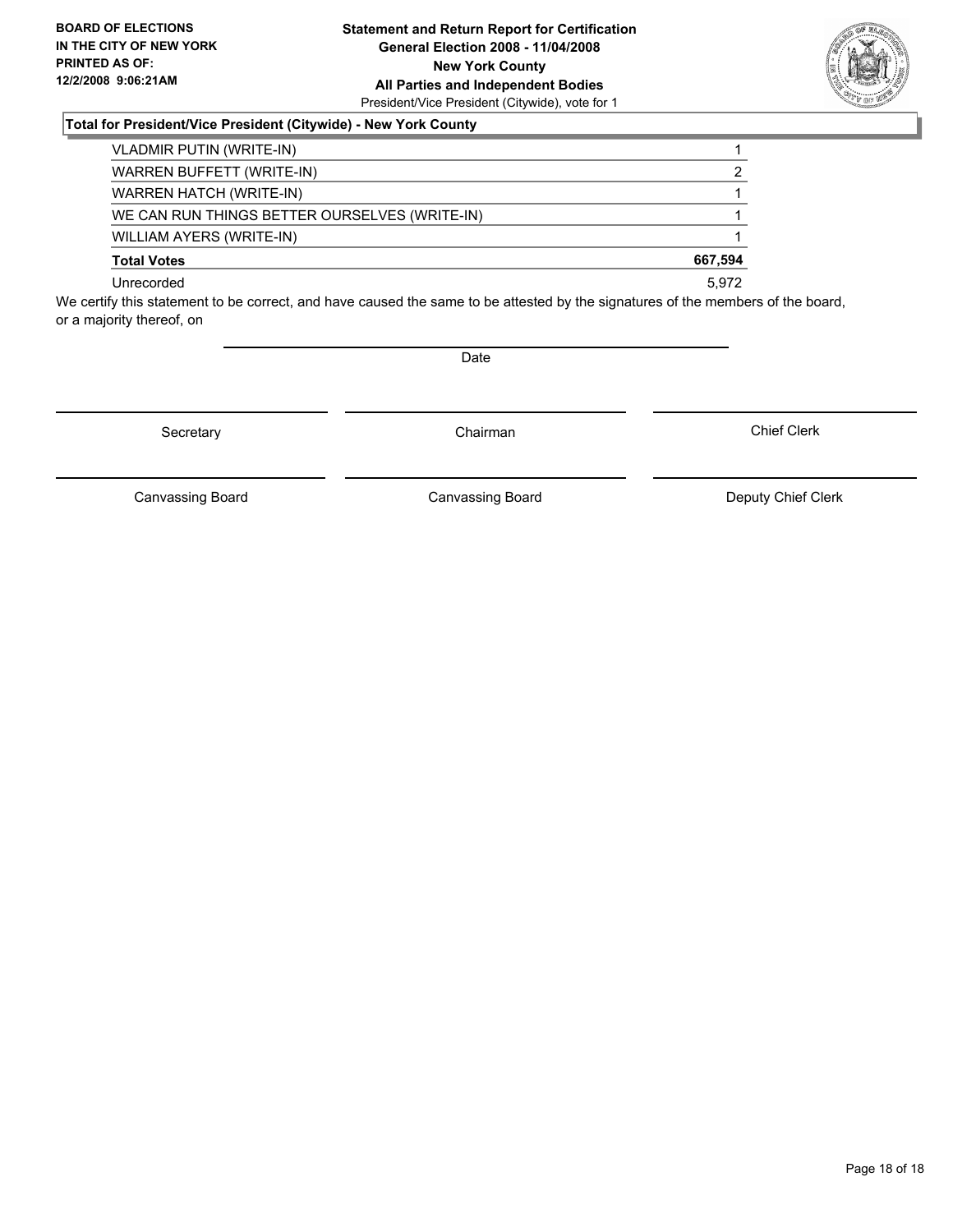**BOARD OF ELECTIONS IN THE CITY OF NEW YORK PRINTED AS OF: 12/2/2008 9:06:21AM**

**Statement and Return Report for Certification**
**General Election 2008 - 11/04/2008**
**New York County**
**All Parties and Independent Bodies**
President/Vice President (Citywide), vote for 1

### Total for President/Vice President (Citywide) - New York County

| | |
|---|---|
| VLADMIR PUTIN (WRITE-IN) | 1 |
| WARREN BUFFETT (WRITE-IN) | 2 |
| WARREN HATCH (WRITE-IN) | 1 |
| WE CAN RUN THINGS BETTER OURSELVES (WRITE-IN) | 1 |
| WILLIAM AYERS (WRITE-IN) | 1 |
| **Total Votes** | **667,594** |
| Unrecorded | 5,972 |

We certify this statement to be correct, and have caused the same to be attested by the signatures of the members of the board, or a majority thereof, on

Date

Secretary | Chairman | Chief Clerk

Canvassing Board | Canvassing Board | Deputy Chief Clerk